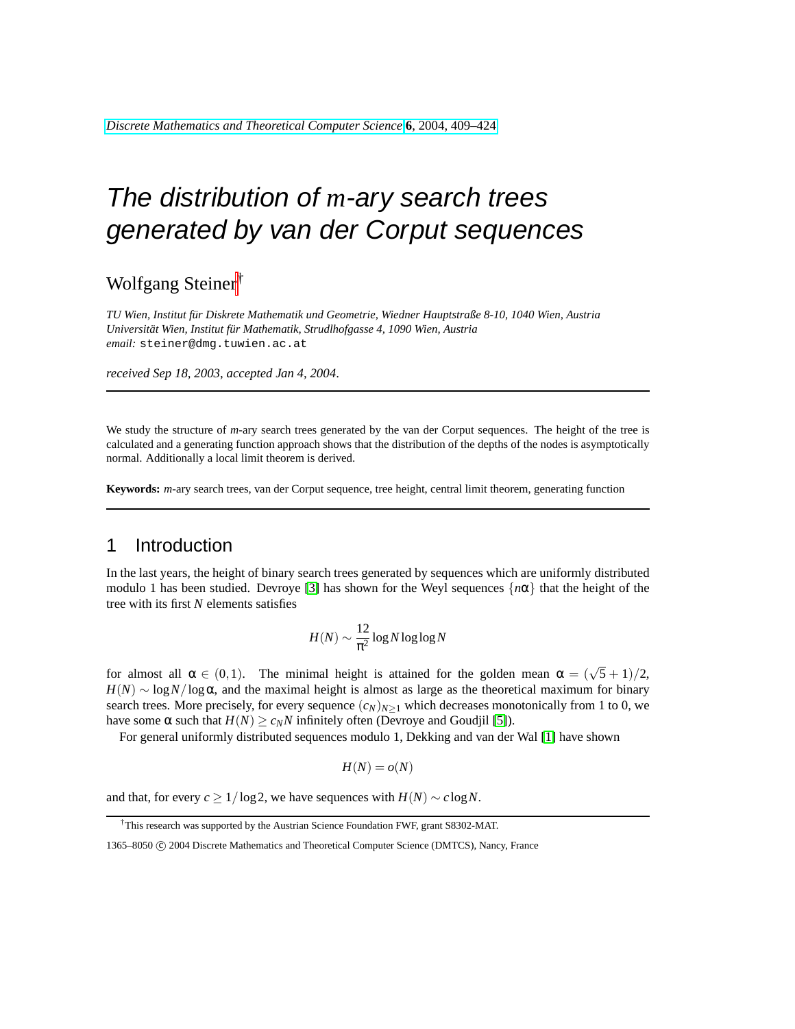# The distribution of $m$-ary search trees generated by van der Corput sequences

Wolfgang Steiner[†]

*TU Wien, Institut für Diskrete Mathematik und Geometrie, Wiedner Hauptstraße 8-10, 1040 Wien, Austria*
*Universität Wien, Institut für Mathematik, Strudlhofgasse 4, 1090 Wien, Austria*
*email:* steiner@dmg.tuwien.ac.at

*received Sep 18, 2003, accepted Jan 4, 2004.*

---

We study the structure of $m$-ary search trees generated by the van der Corput sequences. The height of the tree is calculated and a generating function approach shows that the distribution of the depths of the nodes is asymptotically normal. Additionally a local limit theorem is derived.

**Keywords:** $m$-ary search trees, van der Corput sequence, tree height, central limit theorem, generating function

---

## 1 Introduction

In the last years, the height of binary search trees generated by sequences which are uniformly distributed modulo 1 has been studied. Devroye [3] has shown for the Weyl sequences $\{n\alpha\}$ that the height of the tree with its first $N$ elements satisfies

$$H(N) \sim \frac{12}{\pi^2} \log N \log\log N$$

for almost all $\alpha \in (0,1)$. The minimal height is attained for the golden mean $\alpha = (\sqrt{5}+1)/2$, $H(N) \sim \log N / \log \alpha$, and the maximal height is almost as large as the theoretical maximum for binary search trees. More precisely, for every sequence $(c_N)_{N\geq 1}$ which decreases monotonically from 1 to 0, we have some $\alpha$ such that $H(N) \geq c_N N$ infinitely often (Devroye and Goudjil [5]).

For general uniformly distributed sequences modulo 1, Dekking and van der Wal [1] have shown

$$H(N) = o(N)$$

and that, for every $c \geq 1/\log 2$, we have sequences with $H(N) \sim c \log N$.

[†]This research was supported by the Austrian Science Foundation FWF, grant S8302-MAT.

1365–8050 © 2004 Discrete Mathematics and Theoretical Computer Science (DMTCS), Nancy, France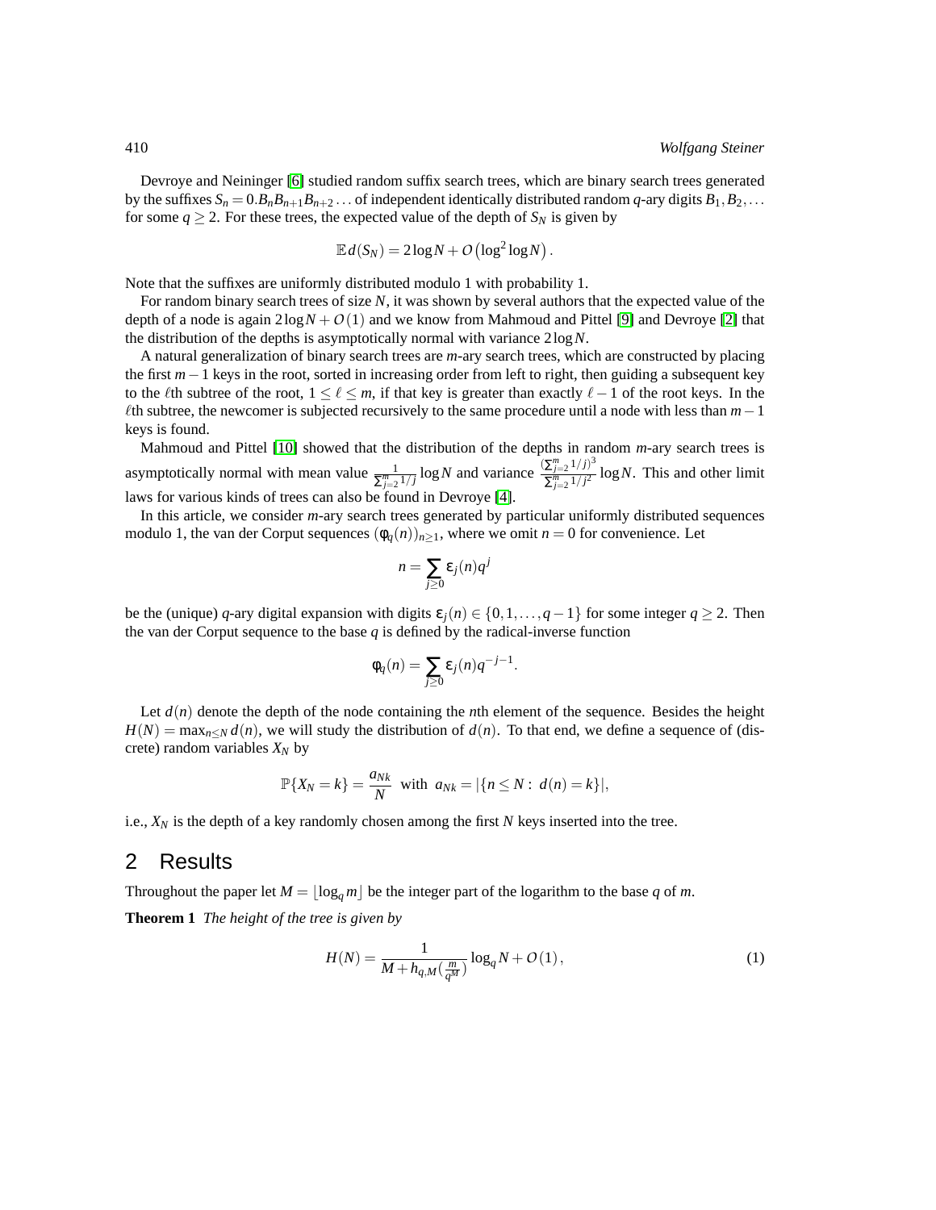Devroye and Neininger [6] studied random suffix search trees, which are binary search trees generated by the suffixes $S_n = 0.B_n B_{n+1} B_{n+2} \dots$ of independent identically distributed random $q$-ary digits $B_1, B_2, \dots$ for some $q \geq 2$. For these trees, the expected value of the depth of $S_N$ is given by

$$\mathbb{E}\, d(S_N) = 2 \log N + \mathcal{O}\left(\log^2 \log N\right).$$

Note that the suffixes are uniformly distributed modulo 1 with probability 1.

For random binary search trees of size $N$, it was shown by several authors that the expected value of the depth of a node is again $2\log N + \mathcal{O}(1)$ and we know from Mahmoud and Pittel [9] and Devroye [2] that the distribution of the depths is asymptotically normal with variance $2 \log N$.

A natural generalization of binary search trees are $m$-ary search trees, which are constructed by placing the first $m-1$ keys in the root, sorted in increasing order from left to right, then guiding a subsequent key to the $\ell$th subtree of the root, $1 \leq \ell \leq m$, if that key is greater than exactly $\ell - 1$ of the root keys. In the $\ell$th subtree, the newcomer is subjected recursively to the same procedure until a node with less than $m-1$ keys is found.

Mahmoud and Pittel [10] showed that the distribution of the depths in random $m$-ary search trees is asymptotically normal with mean value $\frac{1}{\sum_{j=2}^m 1/j} \log N$ and variance $\frac{(\sum_{j=2}^m 1/j)^3}{\sum_{j=2}^m 1/j^2} \log N$. This and other limit laws for various kinds of trees can also be found in Devroye [4].

In this article, we consider $m$-ary search trees generated by particular uniformly distributed sequences modulo 1, the van der Corput sequences $(\varphi_q(n))_{n\geq 1}$, where we omit $n = 0$ for convenience. Let

$$n = \sum_{j\geq 0} \varepsilon_j(n) q^j$$

be the (unique) $q$-ary digital expansion with digits $\varepsilon_j(n) \in \{0, 1, \dots, q-1\}$ for some integer $q \geq 2$. Then the van der Corput sequence to the base $q$ is defined by the radical-inverse function

$$\varphi_q(n) = \sum_{j\geq 0} \varepsilon_j(n) q^{-j-1}.$$

Let $d(n)$ denote the depth of the node containing the $n$th element of the sequence. Besides the height $H(N) = \max_{n\leq N} d(n)$, we will study the distribution of $d(n)$. To that end, we define a sequence of (discrete) random variables $X_N$ by

$$\mathbb{P}\{X_N = k\} = \frac{a_{Nk}}{N} \quad \text{with} \quad a_{Nk} = |\{n \leq N : \ d(n) = k\}|,$$

i.e., $X_N$ is the depth of a key randomly chosen among the first $N$ keys inserted into the tree.

## 2 Results

Throughout the paper let $M = \lfloor \log_q m \rfloor$ be the integer part of the logarithm to the base $q$ of $m$.

**Theorem 1** *The height of the tree is given by*

$$H(N) = \frac{1}{M + h_{q,M}(\frac{m}{q^M})} \log_q N + \mathcal{O}(1), \tag{1}$$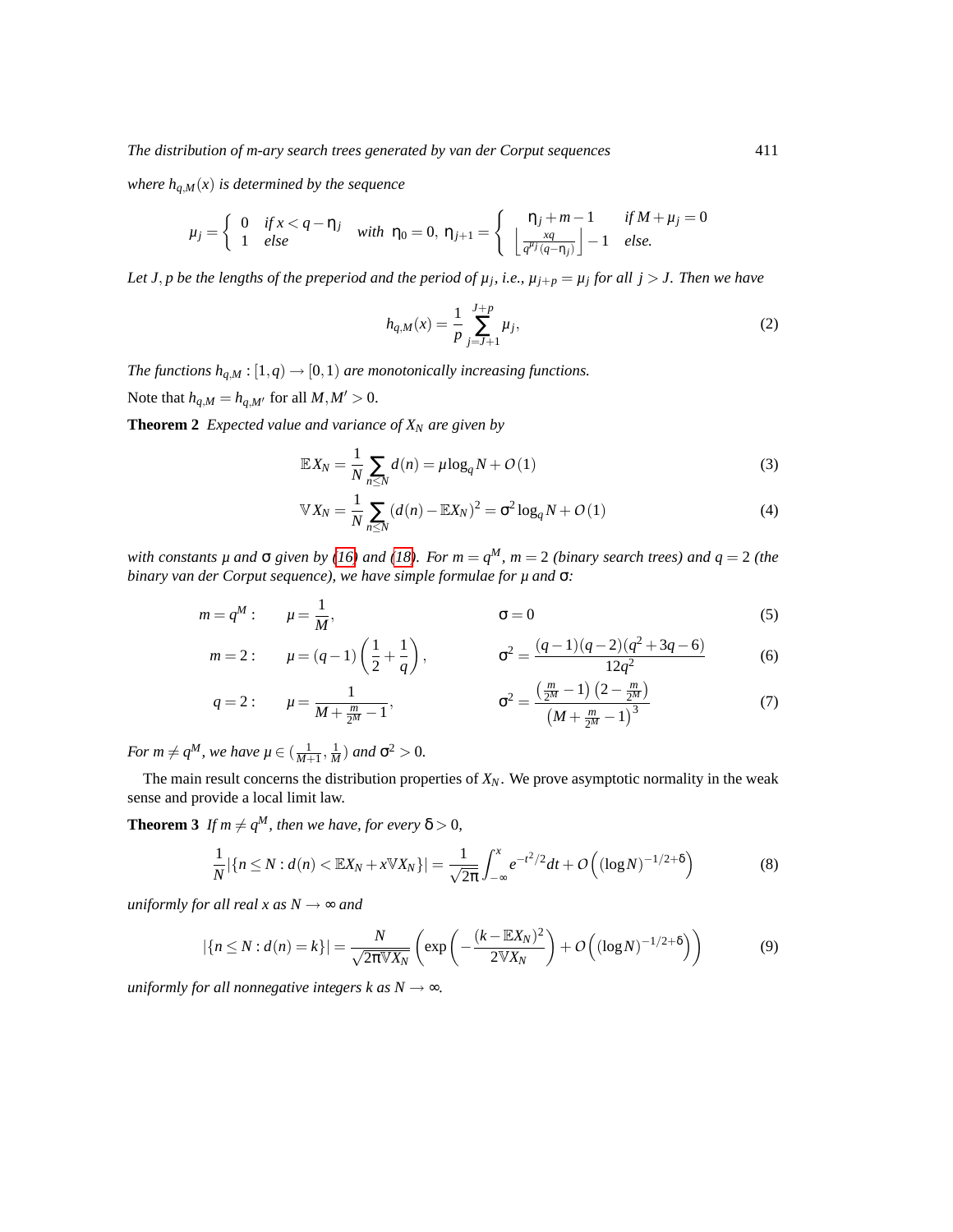*where $h_{q,M}(x)$ is determined by the sequence*

$$\mu_j = \begin{cases} 0 & \text{if } x < q - \eta_j \\ 1 & \text{else} \end{cases} \quad \text{with } \eta_0 = 0,\ \eta_{j+1} = \begin{cases} \eta_j + m - 1 & \text{if } M + \mu_j = 0 \\ \left\lfloor \frac{xq}{q^{\mu_j}(q-\eta_j)} \right\rfloor - 1 & \text{else.} \end{cases}$$

*Let $J, p$ be the lengths of the preperiod and the period of $\mu_j$, i.e., $\mu_{j+p} = \mu_j$ for all $j > J$. Then we have*

$$h_{q,M}(x) = \frac{1}{p} \sum_{j=J+1}^{J+p} \mu_j, \tag{2}$$

*The functions $h_{q,M} : [1,q) \to [0,1)$ are monotonically increasing functions.*

Note that $h_{q,M} = h_{q,M'}$ for all $M, M' > 0$.

**Theorem 2** *Expected value and variance of $X_N$ are given by*

$$\mathbb{E}X_N = \frac{1}{N} \sum_{n \le N} d(n) = \mu \log_q N + O(1) \tag{3}$$

$$\mathbb{V}X_N = \frac{1}{N} \sum_{n \le N} (d(n) - \mathbb{E}X_N)^2 = \sigma^2 \log_q N + O(1) \tag{4}$$

*with constants $\mu$ and $\sigma$ given by (16) and (18). For $m = q^M$, $m = 2$ (binary search trees) and $q = 2$ (the binary van der Corput sequence), we have simple formulae for $\mu$ and $\sigma$:*

$$m = q^M: \qquad \mu = \frac{1}{M}, \qquad \sigma = 0 \tag{5}$$

$$m = 2: \qquad \mu = (q-1)\left(\frac{1}{2} + \frac{1}{q}\right), \qquad \sigma^2 = \frac{(q-1)(q-2)(q^2+3q-6)}{12q^2} \tag{6}$$

$$q = 2: \qquad \mu = \frac{1}{M + \frac{m}{2^M} - 1}, \qquad \sigma^2 = \frac{\left(\frac{m}{2^M} - 1\right)\left(2 - \frac{m}{2^M}\right)}{\left(M + \frac{m}{2^M} - 1\right)^3} \tag{7}$$

*For $m \neq q^M$, we have $\mu \in (\frac{1}{M+1}, \frac{1}{M})$ and $\sigma^2 > 0$.*

The main result concerns the distribution properties of $X_N$. We prove asymptotic normality in the weak sense and provide a local limit law.

**Theorem 3** *If $m \neq q^M$, then we have, for every $\delta > 0$,*

$$\frac{1}{N} |\{n \le N : d(n) < \mathbb{E}X_N + x\mathbb{V}X_N\}| = \frac{1}{\sqrt{2\pi}} \int_{-\infty}^{x} e^{-t^2/2} dt + O\left((\log N)^{-1/2+\delta}\right) \tag{8}$$

*uniformly for all real $x$ as $N \to \infty$ and*

$$|\{n \le N : d(n) = k\}| = \frac{N}{\sqrt{2\pi \mathbb{V}X_N}} \left( \exp\left( -\frac{(k - \mathbb{E}X_N)^2}{2\mathbb{V}X_N} \right) + O\left((\log N)^{-1/2+\delta}\right) \right) \tag{9}$$

*uniformly for all nonnegative integers $k$ as $N \to \infty$.*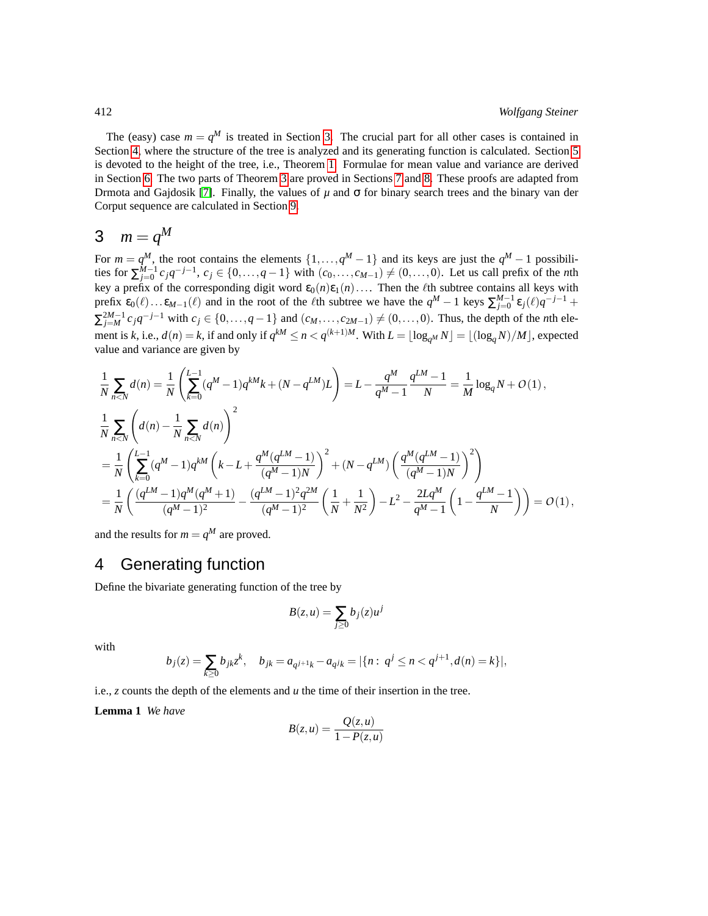The (easy) case $m = q^M$ is treated in Section 3. The crucial part for all other cases is contained in Section 4, where the structure of the tree is analyzed and its generating function is calculated. Section 5 is devoted to the height of the tree, i.e., Theorem 1. Formulae for mean value and variance are derived in Section 6. The two parts of Theorem 3 are proved in Sections 7 and 8. These proofs are adapted from Drmota and Gajdosik [7]. Finally, the values of $\mu$ and $\sigma$ for binary search trees and the binary van der Corput sequence are calculated in Section 9.

## 3 $m = q^M$

For $m = q^M$, the root contains the elements $\{1, \ldots, q^M - 1\}$ and its keys are just the $q^M - 1$ possibilities for $\sum_{j=0}^{M-1} c_j q^{-j-1}$, $c_j \in \{0, \ldots, q-1\}$ with $(c_0, \ldots, c_{M-1}) \neq (0, \ldots, 0)$. Let us call prefix of the $n$th key a prefix of the corresponding digit word $\varepsilon_0(n)\varepsilon_1(n)\ldots$. Then the $\ell$th subtree contains all keys with prefix $\varepsilon_0(\ell)\ldots\varepsilon_{M-1}(\ell)$ and in the root of the $\ell$th subtree we have the $q^M - 1$ keys $\sum_{j=0}^{M-1} \varepsilon_j(\ell) q^{-j-1} + \sum_{j=M}^{2M-1} c_j q^{-j-1}$ with $c_j \in \{0, \ldots, q-1\}$ and $(c_M, \ldots, c_{2M-1}) \neq (0, \ldots, 0)$. Thus, the depth of the $n$th element is $k$, i.e., $d(n) = k$, if and only if $q^{kM} \leq n < q^{(k+1)M}$. With $L = \lfloor \log_{q^M} N \rfloor = \lfloor (\log_q N)/M \rfloor$, expected value and variance are given by

$$
\frac{1}{N}\sum_{n<N} d(n) = \frac{1}{N}\left(\sum_{k=0}^{L-1}(q^M-1)q^{kM}k + (N-q^{LM})L\right) = L - \frac{q^M}{q^M-1}\frac{q^{LM}-1}{N} = \frac{1}{M}\log_q N + O(1),
$$

$$
\begin{aligned}
&\frac{1}{N}\sum_{n<N}\left(d(n) - \frac{1}{N}\sum_{n<N} d(n)\right)^2 \\
&= \frac{1}{N}\left(\sum_{k=0}^{L-1}(q^M-1)q^{kM}\left(k - L + \frac{q^M(q^{LM}-1)}{(q^M-1)N}\right)^2 + (N-q^{LM})\left(\frac{q^M(q^{LM}-1)}{(q^M-1)N}\right)^2\right) \\
&= \frac{1}{N}\left(\frac{(q^{LM}-1)q^M(q^M+1)}{(q^M-1)^2} - \frac{(q^{LM}-1)^2 q^{2M}}{(q^M-1)^2}\left(\frac{1}{N}+\frac{1}{N^2}\right) - L^2 - \frac{2Lq^M}{q^M-1}\left(1 - \frac{q^{LM}-1}{N}\right)\right) = O(1),
\end{aligned}
$$

and the results for $m = q^M$ are proved.

## 4 Generating function

Define the bivariate generating function of the tree by

$$
B(z,u) = \sum_{j\geq 0} b_j(z) u^j
$$

with

$$
b_j(z) = \sum_{k\geq 0} b_{jk} z^k, \quad b_{jk} = a_{q^{j+1}k} - a_{q^j k} = |\{n:\ q^j \leq n < q^{j+1}, d(n) = k\}|,
$$

i.e., $z$ counts the depth of the elements and $u$ the time of their insertion in the tree.

**Lemma 1** *We have*

$$
B(z,u) = \frac{Q(z,u)}{1 - P(z,u)}
$$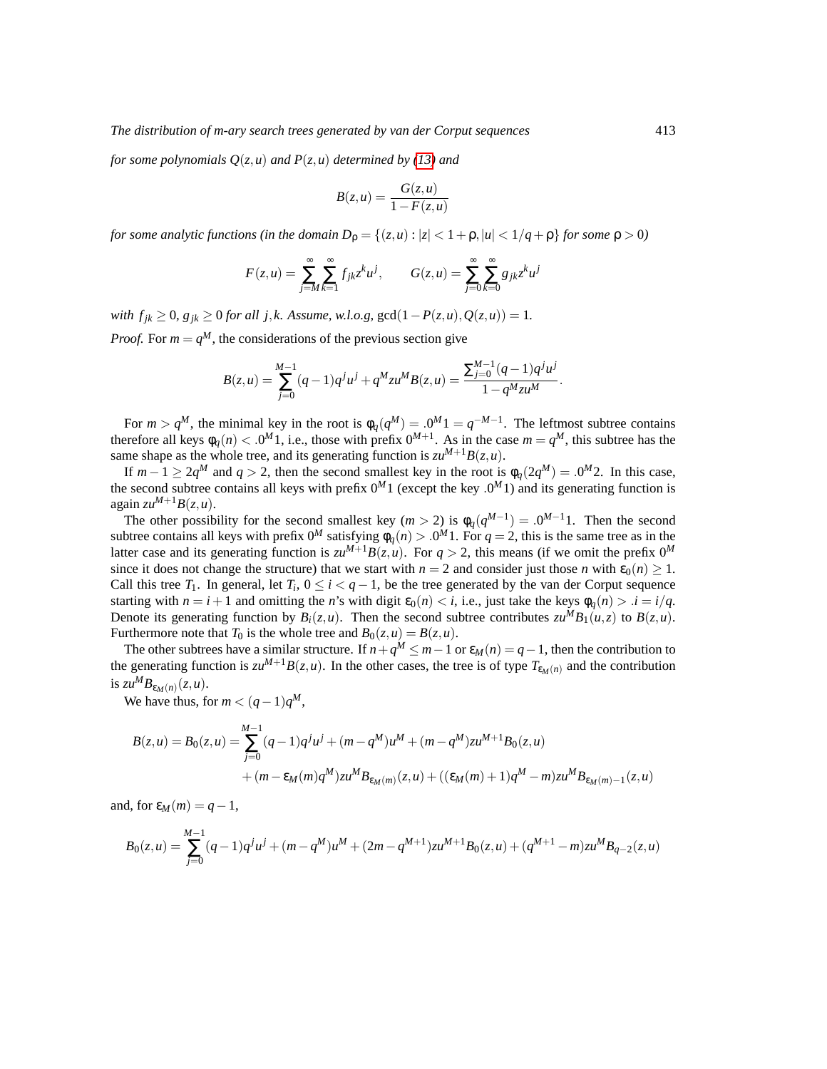*for some polynomials $Q(z,u)$ and $P(z,u)$ determined by (13) and*

$$B(z,u) = \frac{G(z,u)}{1-F(z,u)}$$

*for some analytic functions (in the domain $D_\rho = \{(z,u) : |z| < 1+\rho, |u| < 1/q+\rho\}$ for some $\rho > 0$)*

$$F(z,u) = \sum_{j=M}^{\infty}\sum_{k=1}^{\infty} f_{jk} z^k u^j, \qquad G(z,u) = \sum_{j=0}^{\infty}\sum_{k=0}^{\infty} g_{jk} z^k u^j$$

*with $f_{jk} \geq 0$, $g_{jk} \geq 0$ for all $j,k$. Assume, w.l.o.g, $\gcd(1-P(z,u), Q(z,u)) = 1$.*

*Proof.* For $m = q^M$, the considerations of the previous section give

$$B(z,u) = \sum_{j=0}^{M-1}(q-1)q^j u^j + q^M z u^M B(z,u) = \frac{\sum_{j=0}^{M-1}(q-1)q^j u^j}{1-q^M z u^M}.$$

For $m > q^M$, the minimal key in the root is $\varphi_q(q^M) = .0^M 1 = q^{-M-1}$. The leftmost subtree contains therefore all keys $\varphi_q(n) < .0^M 1$, i.e., those with prefix $0^{M+1}$. As in the case $m = q^M$, this subtree has the same shape as the whole tree, and its generating function is $zu^{M+1}B(z,u)$.

If $m-1 \geq 2q^M$ and $q > 2$, then the second smallest key in the root is $\varphi_q(2q^M) = .0^M 2$. In this case, the second subtree contains all keys with prefix $0^M 1$ (except the key $.0^M 1$) and its generating function is again $zu^{M+1}B(z,u)$.

The other possibility for the second smallest key ($m > 2$) is $\varphi_q(q^{M-1}) = .0^{M-1}1$. Then the second subtree contains all keys with prefix $0^M$ satisfying $\varphi_q(n) > .0^M 1$. For $q = 2$, this is the same tree as in the latter case and its generating function is $zu^{M+1}B(z,u)$. For $q > 2$, this means (if we omit the prefix $0^M$ since it does not change the structure) that we start with $n = 2$ and consider just those $n$ with $\varepsilon_0(n) \geq 1$. Call this tree $T_1$. In general, let $T_i$, $0 \leq i < q-1$, be the tree generated by the van der Corput sequence starting with $n = i+1$ and omitting the $n$'s with digit $\varepsilon_0(n) < i$, i.e., just take the keys $\varphi_q(n) > .i = i/q$. Denote its generating function by $B_i(z,u)$. Then the second subtree contributes $zu^M B_1(u,z)$ to $B(z,u)$. Furthermore note that $T_0$ is the whole tree and $B_0(z,u) = B(z,u)$.

The other subtrees have a similar structure. If $n + q^M \leq m-1$ or $\varepsilon_M(n) = q-1$, then the contribution to the generating function is $zu^{M+1}B(z,u)$. In the other cases, the tree is of type $T_{\varepsilon_M(n)}$ and the contribution is $zu^M B_{\varepsilon_M(n)}(z,u)$.

We have thus, for $m < (q-1)q^M$,

$$\begin{aligned}
B(z,u) = B_0(z,u) = &\sum_{j=0}^{M-1}(q-1)q^j u^j + (m-q^M)u^M + (m-q^M)zu^{M+1}B_0(z,u) \\
&+ (m-\varepsilon_M(m)q^M)zu^M B_{\varepsilon_M(m)}(z,u) + ((\varepsilon_M(m)+1)q^M - m)zu^M B_{\varepsilon_M(m)-1}(z,u)
\end{aligned}$$

and, for $\varepsilon_M(m) = q-1$,

$$B_0(z,u) = \sum_{j=0}^{M-1}(q-1)q^j u^j + (m-q^M)u^M + (2m-q^{M+1})zu^{M+1}B_0(z,u) + (q^{M+1}-m)zu^M B_{q-2}(z,u)$$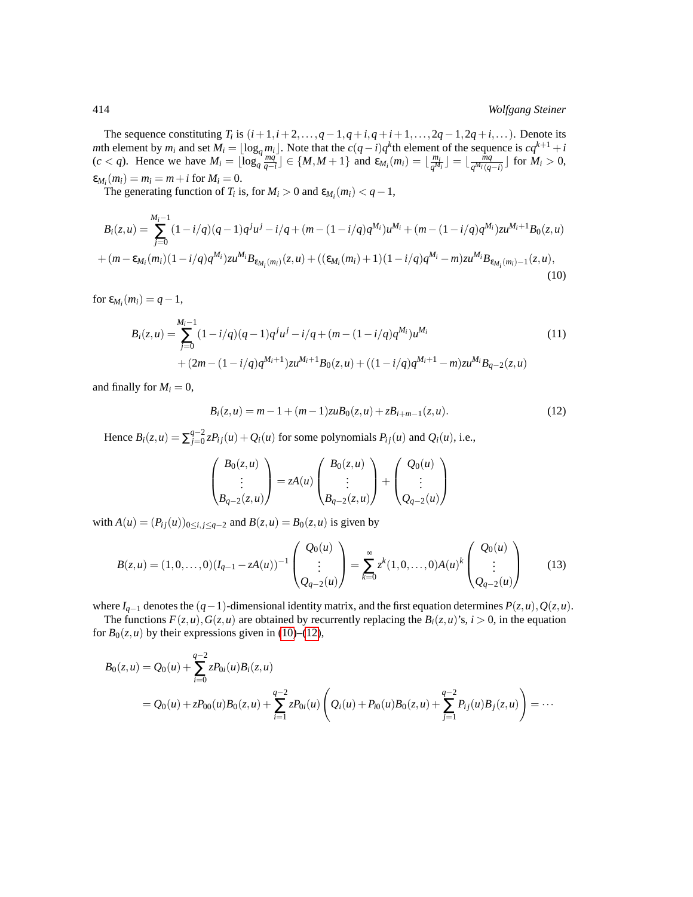The sequence constituting $T_i$ is $(i+1, i+2, \dots, q-1, q+i, q+i+1, \dots, 2q-1, 2q+i, \dots)$. Denote its $m$th element by $m_i$ and set $M_i = \lfloor \log_q m_i \rfloor$. Note that the $c(q-i)q^k$th element of the sequence is $cq^{k+1}+i$ $(c<q)$. Hence we have $M_i = \lfloor \log_q \frac{mq}{q-i} \rfloor \in \{M, M+1\}$ and $\varepsilon_{M_i}(m_i) = \lfloor \frac{m_i}{q^{M_i}} \rfloor = \lfloor \frac{mq}{q^{M_i}(q-i)} \rfloor$ for $M_i > 0$, $\varepsilon_{M_i}(m_i) = m_i = m+i$ for $M_i = 0$.

The generating function of $T_i$ is, for $M_i > 0$ and $\varepsilon_{M_i}(m_i) < q-1$,

$$
\begin{aligned}
B_i(z,u) = &\sum_{j=0}^{M_i-1} (1-i/q)(q-1)q^j u^j - i/q + (m-(1-i/q)q^{M_i})u^{M_i} + (m-(1-i/q)q^{M_i})zu^{M_i+1}B_0(z,u) \\
&+ (m-\varepsilon_{M_i}(m_i)(1-i/q)q^{M_i})zu^{M_i}B_{\varepsilon_{M_i}(m_i)}(z,u) + ((\varepsilon_{M_i}(m_i)+1)(1-i/q)q^{M_i}-m)zu^{M_i}B_{\varepsilon_{M_i}(m_i)-1}(z,u),
\end{aligned} \tag{10}
$$

for $\varepsilon_{M_i}(m_i) = q-1$,

$$
\begin{aligned}
B_i(z,u) = &\sum_{j=0}^{M_i-1} (1-i/q)(q-1)q^j u^j - i/q + (m-(1-i/q)q^{M_i})u^{M_i} \\
&+ (2m-(1-i/q)q^{M_i+1})zu^{M_i+1}B_0(z,u) + ((1-i/q)q^{M_i+1}-m)zu^{M_i}B_{q-2}(z,u)
\end{aligned} \tag{11}
$$

and finally for $M_i = 0$,

$$
B_i(z,u) = m-1 + (m-1)zuB_0(z,u) + zB_{i+m-1}(z,u). \tag{12}
$$

Hence $B_i(z,u) = \sum_{j=0}^{q-2} zP_{ij}(u) + Q_i(u)$ for some polynomials $P_{ij}(u)$ and $Q_i(u)$, i.e.,

$$
\begin{pmatrix} B_0(z,u) \\ \vdots \\ B_{q-2}(z,u) \end{pmatrix} = zA(u) \begin{pmatrix} B_0(z,u) \\ \vdots \\ B_{q-2}(z,u) \end{pmatrix} + \begin{pmatrix} Q_0(u) \\ \vdots \\ Q_{q-2}(u) \end{pmatrix}
$$

with $A(u) = (P_{ij}(u))_{0 \le i,j \le q-2}$ and $B(z,u) = B_0(z,u)$ is given by

$$
B(z,u) = (1,0,\dots,0)(I_{q-1} - zA(u))^{-1} \begin{pmatrix} Q_0(u) \\ \vdots \\ Q_{q-2}(u) \end{pmatrix} = \sum_{k=0}^{\infty} z^k (1,0,\dots,0)A(u)^k \begin{pmatrix} Q_0(u) \\ \vdots \\ Q_{q-2}(u) \end{pmatrix} \tag{13}
$$

where $I_{q-1}$ denotes the $(q-1)$-dimensional identity matrix, and the first equation determines $P(z,u), Q(z,u)$.

The functions $F(z,u), G(z,u)$ are obtained by recurrently replacing the $B_i(z,u)$'s, $i>0$, in the equation for $B_0(z,u)$ by their expressions given in (10)–(12),

$$
\begin{aligned}
B_0(z,u) &= Q_0(u) + \sum_{i=0}^{q-2} zP_{0i}(u)B_i(z,u) \\
&= Q_0(u) + zP_{00}(u)B_0(z,u) + \sum_{i=1}^{q-2} zP_{0i}(u)\left(Q_i(u) + P_{i0}(u)B_0(z,u) + \sum_{j=1}^{q-2} P_{ij}(u)B_j(z,u)\right) = \cdots
\end{aligned}
$$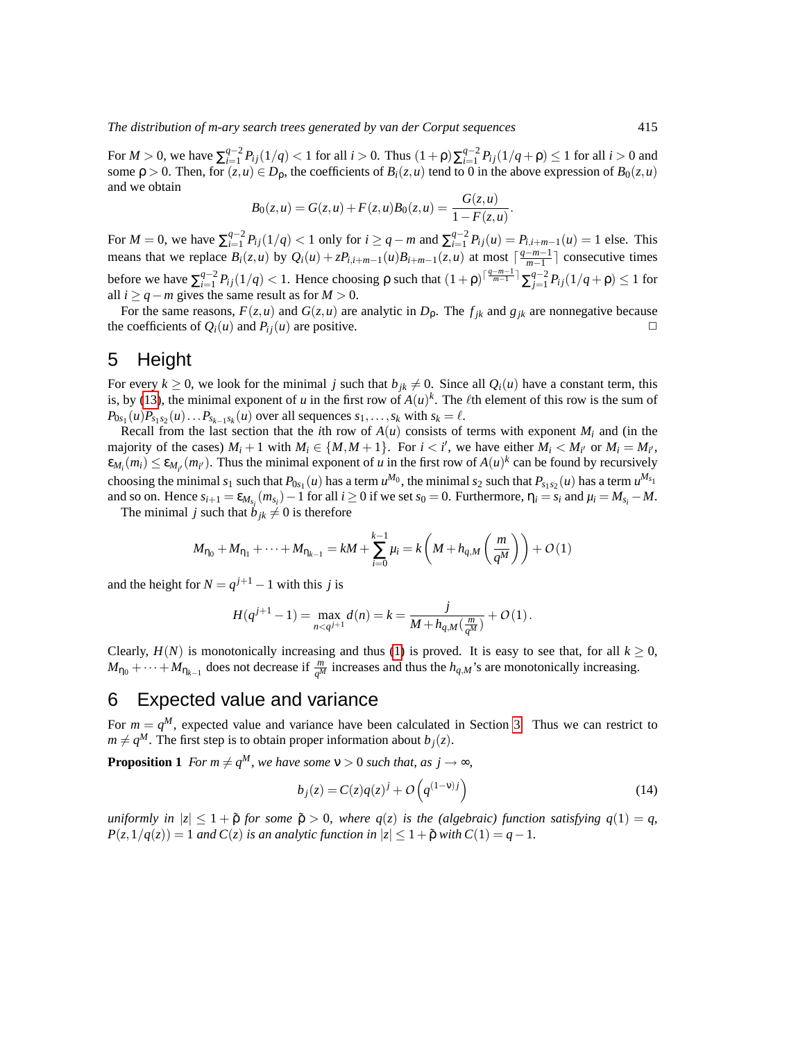For $M > 0$, we have $\sum_{i=1}^{q-2} P_{ij}(1/q) < 1$ for all $i > 0$. Thus $(1+\rho)\sum_{i=1}^{q-2} P_{ij}(1/q+\rho) \le 1$ for all $i > 0$ and some $\rho > 0$. Then, for $(z,u) \in D_\rho$, the coefficients of $B_i(z,u)$ tend to 0 in the above expression of $B_0(z,u)$ and we obtain

$$B_0(z,u) = G(z,u) + F(z,u)B_0(z,u) = \frac{G(z,u)}{1-F(z,u)}.$$

For $M = 0$, we have $\sum_{i=1}^{q-2} P_{ij}(1/q) < 1$ only for $i \ge q-m$ and $\sum_{i=1}^{q-2} P_{ij}(u) = P_{i,i+m-1}(u) = 1$ else. This means that we replace $B_i(z,u)$ by $Q_i(u) + zP_{i,i+m-1}(u)B_{i+m-1}(z,u)$ at most $\lceil \frac{q-m-1}{m-1} \rceil$ consecutive times before we have $\sum_{i=1}^{q-2} P_{ij}(1/q) < 1$. Hence choosing $\rho$ such that $(1+\rho)^{\lceil \frac{q-m-1}{m-1} \rceil} \sum_{j=1}^{q-2} P_{ij}(1/q+\rho) \le 1$ for all $i \ge q-m$ gives the same result as for $M > 0$.

For the same reasons, $F(z,u)$ and $G(z,u)$ are analytic in $D_\rho$. The $f_{jk}$ and $g_{jk}$ are nonnegative because the coefficients of $Q_i(u)$ and $P_{ij}(u)$ are positive. □

## 5 Height

For every $k \ge 0$, we look for the minimal $j$ such that $b_{jk} \ne 0$. Since all $Q_i(u)$ have a constant term, this is, by (13), the minimal exponent of $u$ in the first row of $A(u)^k$. The $\ell$th element of this row is the sum of $P_{0s_1}(u)P_{s_1s_2}(u)\dots P_{s_{k-1}s_k}(u)$ over all sequences $s_1,\dots,s_k$ with $s_k = \ell$.

Recall from the last section that the $i$th row of $A(u)$ consists of terms with exponent $M_i$ and (in the majority of the cases) $M_i+1$ with $M_i \in \{M, M+1\}$. For $i < i'$, we have either $M_i < M_{i'}$ or $M_i = M_{i'}$, $\varepsilon_{M_i}(m_i) \le \varepsilon_{M_{i'}}(m_{i'})$. Thus the minimal exponent of $u$ in the first row of $A(u)^k$ can be found by recursively choosing the minimal $s_1$ such that $P_{0s_1}(u)$ has a term $u^{M_0}$, the minimal $s_2$ such that $P_{s_1s_2}(u)$ has a term $u^{M_{s_1}}$ and so on. Hence $s_{i+1} = \varepsilon_{M_{s_i}}(m_{s_i}) - 1$ for all $i \ge 0$ if we set $s_0 = 0$. Furthermore, $\eta_i = s_i$ and $\mu_i = M_{s_i} - M$.

The minimal $j$ such that $b_{jk} \ne 0$ is therefore

$$M_{\eta_0} + M_{\eta_1} + \dots + M_{\eta_{k-1}} = kM + \sum_{i=0}^{k-1} \mu_i = k\left(M + h_{q,M}\left(\frac{m}{q^M}\right)\right) + O(1)$$

and the height for $N = q^{j+1} - 1$ with this $j$ is

$$H(q^{j+1}-1) = \max_{n<q^{j+1}} d(n) = k = \frac{j}{M + h_{q,M}(\frac{m}{q^M})} + O(1).$$

Clearly, $H(N)$ is monotonically increasing and thus (1) is proved. It is easy to see that, for all $k \ge 0$, $M_{\eta_0} + \dots + M_{\eta_{k-1}}$ does not decrease if $\frac{m}{q^M}$ increases and thus the $h_{q,M}$'s are monotonically increasing.

## 6 Expected value and variance

For $m = q^M$, expected value and variance have been calculated in Section 3. Thus we can restrict to $m \ne q^M$. The first step is to obtain proper information about $b_j(z)$.

**Proposition 1** *For $m \ne q^M$, we have some $\nu > 0$ such that, as $j \to \infty$,*

$$b_j(z) = C(z)q(z)^j + O\left(q^{(1-\nu)j}\right) \tag{14}$$

*uniformly in $|z| \le 1+\tilde{\rho}$ for some $\tilde{\rho} > 0$, where $q(z)$ is the (algebraic) function satisfying $q(1) = q$, $P(z, 1/q(z)) = 1$ and $C(z)$ is an analytic function in $|z| \le 1+\tilde{\rho}$ with $C(1) = q-1$.*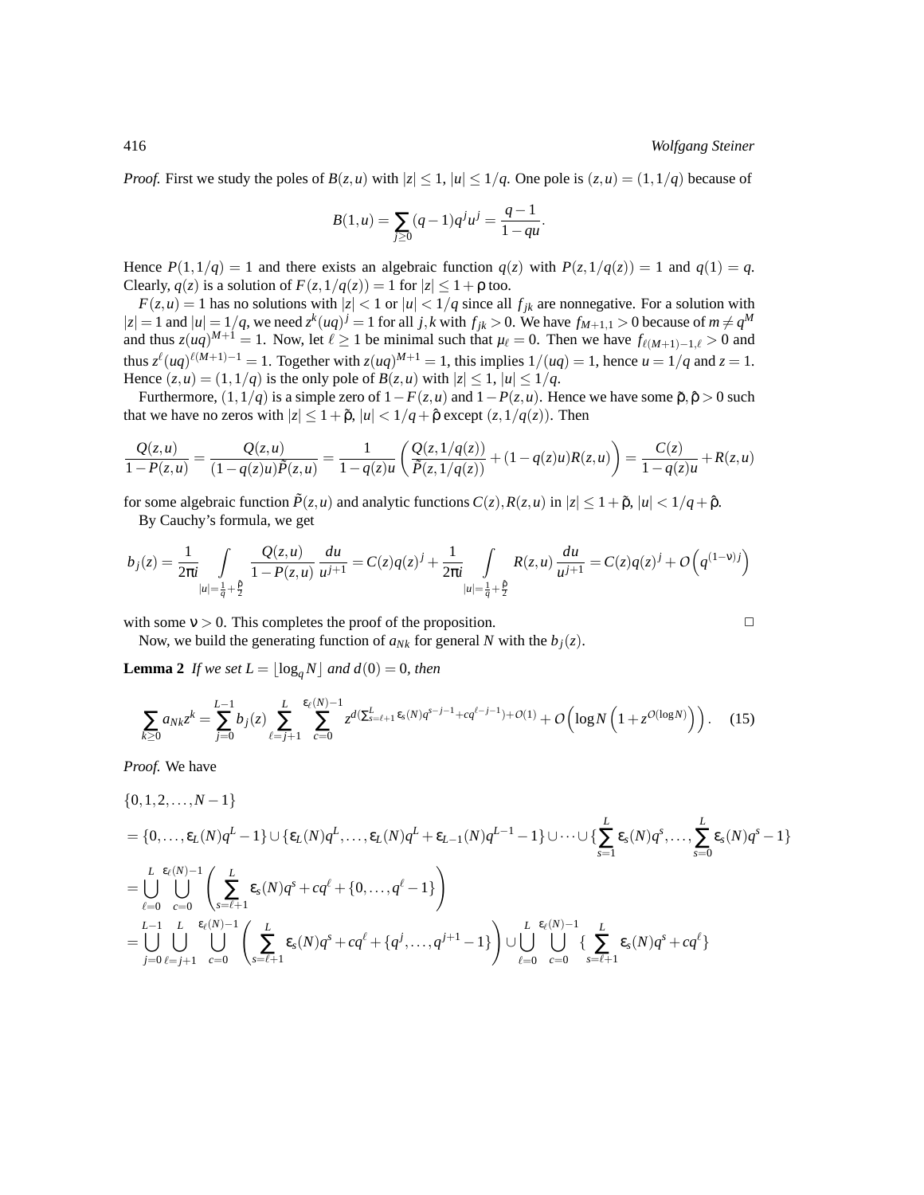*Proof.* First we study the poles of $B(z,u)$ with $|z| \le 1$, $|u| \le 1/q$. One pole is $(z,u) = (1,1/q)$ because of

$$B(1,u) = \sum_{j\ge 0} (q-1)q^j u^j = \frac{q-1}{1-qu}.$$

Hence $P(1,1/q) = 1$ and there exists an algebraic function $q(z)$ with $P(z,1/q(z)) = 1$ and $q(1) = q$. Clearly, $q(z)$ is a solution of $F(z,1/q(z)) = 1$ for $|z| \le 1+\rho$ too.

$F(z,u) = 1$ has no solutions with $|z| < 1$ or $|u| < 1/q$ since all $f_{jk}$ are nonnegative. For a solution with $|z| = 1$ and $|u| = 1/q$, we need $z^k(uq)^j = 1$ for all $j,k$ with $f_{jk} > 0$. We have $f_{M+1,1} > 0$ because of $m \ne q^M$ and thus $z(uq)^{M+1} = 1$. Now, let $\ell \ge 1$ be minimal such that $\mu_\ell = 0$. Then we have $f_{\ell(M+1)-1,\ell} > 0$ and thus $z^\ell (uq)^{\ell(M+1)-1} = 1$. Together with $z(uq)^{M+1} = 1$, this implies $1/(uq) = 1$, hence $u = 1/q$ and $z = 1$. Hence $(z,u) = (1,1/q)$ is the only pole of $B(z,u)$ with $|z| \le 1$, $|u| \le 1/q$.

Furthermore, $(1,1/q)$ is a simple zero of $1-F(z,u)$ and $1-P(z,u)$. Hence we have some $\tilde\rho, \hat\rho > 0$ such that we have no zeros with $|z| \le 1+\tilde\rho$, $|u| < 1/q+\hat\rho$ except $(z,1/q(z))$. Then

$$\frac{Q(z,u)}{1-P(z,u)} = \frac{Q(z,u)}{(1-q(z)u)\tilde P(z,u)} = \frac{1}{1-q(z)u}\left(\frac{Q(z,1/q(z))}{\tilde P(z,1/q(z))} + (1-q(z)u)R(z,u)\right) = \frac{C(z)}{1-q(z)u} + R(z,u)$$

for some algebraic function $\tilde P(z,u)$ and analytic functions $C(z), R(z,u)$ in $|z| \le 1+\tilde\rho$, $|u| < 1/q + \hat\rho$.

By Cauchy's formula, we get

$$b_j(z) = \frac{1}{2\pi i}\int\limits_{|u|=\frac{1}{q}+\frac{\hat\rho}{2}} \frac{Q(z,u)}{1-P(z,u)}\,\frac{du}{u^{j+1}} = C(z)q(z)^j + \frac{1}{2\pi i}\int\limits_{|u|=\frac{1}{q}+\frac{\hat\rho}{2}} R(z,u)\,\frac{du}{u^{j+1}} = C(z)q(z)^j + O\left(q^{(1-\nu)j}\right)$$

with some $\nu > 0$. This completes the proof of the proposition. $\square$

Now, we build the generating function of $a_{Nk}$ for general $N$ with the $b_j(z)$.

**Lemma 2** *If we set $L = \lfloor \log_q N \rfloor$ and $d(0) = 0$, then*

$$\sum_{k\ge 0} a_{Nk} z^k = \sum_{j=0}^{L-1} b_j(z) \sum_{\ell=j+1}^{L} \sum_{c=0}^{\varepsilon_\ell(N)-1} z^{d(\sum_{s=\ell+1}^{L}\varepsilon_s(N)q^{s-j-1} + cq^{\ell-j-1}) + O(1)} + O\left(\log N\left(1+z^{O(\log N)}\right)\right). \quad (15)$$

*Proof.* We have

$$\begin{aligned}
&\{0,1,2,\ldots,N-1\} \\
&= \{0,\ldots,\varepsilon_L(N)q^L - 1\} \cup \{\varepsilon_L(N)q^L,\ldots,\varepsilon_L(N)q^L + \varepsilon_{L-1}(N)q^{L-1} - 1\} \cup \cdots \cup \{\sum_{s=1}^{L}\varepsilon_s(N)q^s,\ldots,\sum_{s=0}^{L}\varepsilon_s(N)q^s - 1\} \\
&= \bigcup_{\ell=0}^{L}\bigcup_{c=0}^{\varepsilon_\ell(N)-1}\left(\sum_{s=\ell+1}^{L}\varepsilon_s(N)q^s + cq^\ell + \{0,\ldots,q^\ell - 1\}\right) \\
&= \bigcup_{j=0}^{L-1}\bigcup_{\ell=j+1}^{L}\bigcup_{c=0}^{\varepsilon_\ell(N)-1}\left(\sum_{s=\ell+1}^{L}\varepsilon_s(N)q^s + cq^\ell + \{q^j,\ldots,q^{j+1}-1\}\right) \cup \bigcup_{\ell=0}^{L}\bigcup_{c=0}^{\varepsilon_\ell(N)-1}\{\sum_{s=\ell+1}^{L}\varepsilon_s(N)q^s + cq^\ell\}
\end{aligned}$$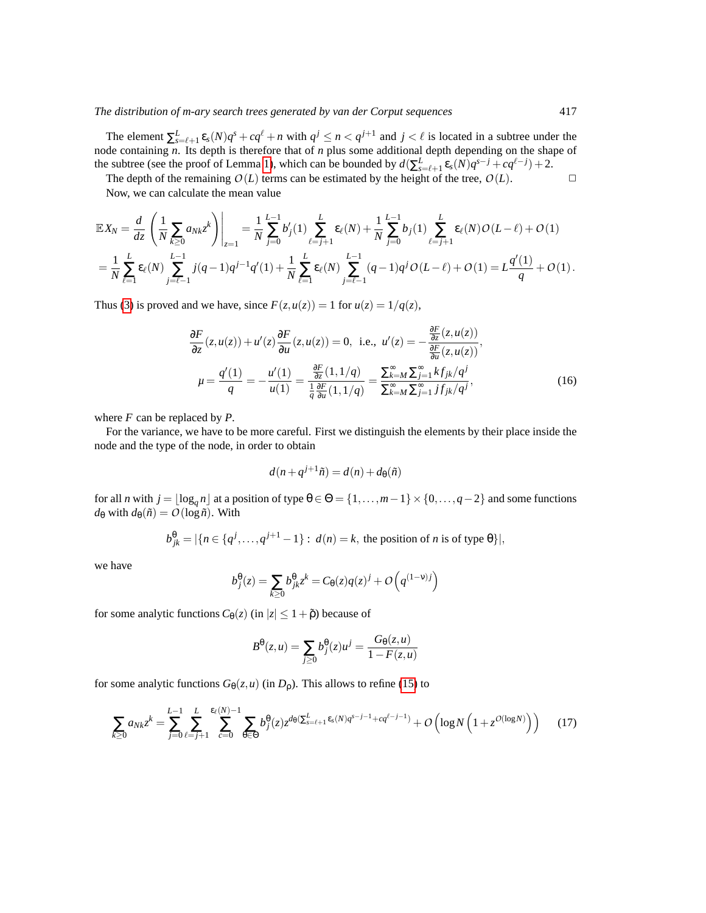The element $\sum_{s=\ell+1}^{L} \varepsilon_s(N)q^s + cq^\ell + n$ with $q^j \le n < q^{j+1}$ and $j < \ell$ is located in a subtree under the node containing $n$. Its depth is therefore that of $n$ plus some additional depth depending on the shape of the subtree (see the proof of Lemma 1), which can be bounded by $d(\sum_{s=\ell+1}^{L} \varepsilon_s(N)q^{s-j} + cq^{\ell-j}) + 2$.

The depth of the remaining $O(L)$ terms can be estimated by the height of the tree, $O(L)$. $\square$

Now, we can calculate the mean value

$$\mathbb{E}X_N = \frac{d}{dz}\left(\frac{1}{N}\sum_{k\ge 0} a_{Nk}z^k\right)\Bigg|_{z=1} = \frac{1}{N}\sum_{j=0}^{L-1} b_j'(1) \sum_{\ell=j+1}^{L} \varepsilon_\ell(N) + \frac{1}{N}\sum_{j=0}^{L-1} b_j(1) \sum_{\ell=j+1}^{L} \varepsilon_\ell(N) O(L-\ell) + O(1)$$
$$= \frac{1}{N}\sum_{\ell=1}^{L} \varepsilon_\ell(N) \sum_{j=\ell-1}^{L-1} j(q-1)q^{j-1}q'(1) + \frac{1}{N}\sum_{\ell=1}^{L} \varepsilon_\ell(N) \sum_{j=\ell-1}^{L-1} (q-1)q^j O(L-\ell) + O(1) = L\frac{q'(1)}{q} + O(1).$$

Thus (3) is proved and we have, since $F(z,u(z)) = 1$ for $u(z) = 1/q(z)$,

$$\frac{\partial F}{\partial z}(z,u(z)) + u'(z)\frac{\partial F}{\partial u}(z,u(z)) = 0, \text{ i.e., } u'(z) = -\frac{\frac{\partial F}{\partial z}(z,u(z))}{\frac{\partial F}{\partial u}(z,u(z))},$$
$$\mu = \frac{q'(1)}{q} = -\frac{u'(1)}{u(1)} = \frac{\frac{\partial F}{\partial z}(1,1/q)}{\frac{1}{q}\frac{\partial F}{\partial u}(1,1/q)} = \frac{\sum_{k=M}^{\infty}\sum_{j=1}^{\infty} k f_{jk}/q^j}{\sum_{k=M}^{\infty}\sum_{j=1}^{\infty} j f_{jk}/q^j}, \tag{16}$$

where $F$ can be replaced by $P$.

For the variance, we have to be more careful. First we distinguish the elements by their place inside the node and the type of the node, in order to obtain

$$d(n + q^{j+1}\tilde{n}) = d(n) + d_\theta(\tilde{n})$$

for all $n$ with $j = \lfloor \log_q n \rfloor$ at a position of type $\theta \in \Theta = \{1,\ldots,m-1\} \times \{0,\ldots,q-2\}$ and some functions $d_\theta$ with $d_\theta(\tilde{n}) = O(\log \tilde{n})$. With

$$b_{jk}^\theta = |\{n \in \{q^j,\ldots,q^{j+1}-1\} : \ d(n) = k, \text{ the position of } n \text{ is of type } \theta\}|,$$

we have

$$b_j^\theta(z) = \sum_{k\ge 0} b_{jk}^\theta z^k = C_\theta(z)q(z)^j + O\left(q^{(1-\nu)j}\right)$$

for some analytic functions $C_\theta(z)$ (in $|z| \le 1+\tilde{\rho}$) because of

$$B^\theta(z,u) = \sum_{j\ge 0} b_j^\theta(z)u^j = \frac{G_\theta(z,u)}{1-F(z,u)}$$

for some analytic functions $G_\theta(z,u)$ (in $D_\rho$). This allows to refine (15) to

$$\sum_{k\ge 0} a_{Nk}z^k = \sum_{j=0}^{L-1}\sum_{\ell=j+1}^{L}\sum_{c=0}^{\varepsilon_\ell(N)-1}\sum_{\theta\in\Theta} b_j^\theta(z) z^{d_\theta(\sum_{s=\ell+1}^{L}\varepsilon_s(N)q^{s-j-1}+cq^{\ell-j-1})} + O\left(\log N\left(1+z^{O(\log N)}\right)\right) \tag{17}$$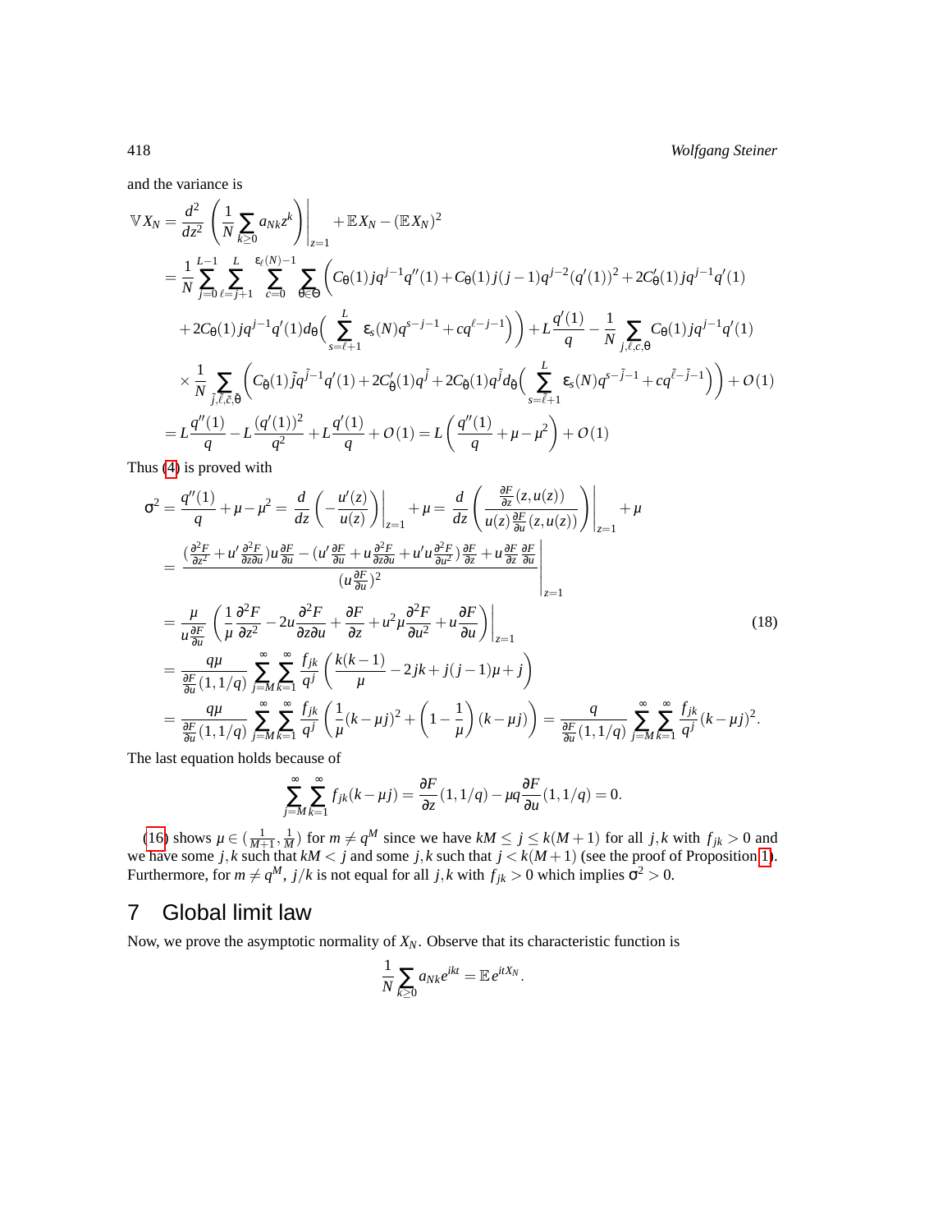and the variance is

$$
\begin{aligned}
\mathbb{V}X_N &= \frac{d^2}{dz^2}\left(\frac{1}{N}\sum_{k\geq 0} a_{Nk}z^k\right)\Bigg|_{z=1} + \mathbb{E}X_N - (\mathbb{E}X_N)^2 \\
&= \frac{1}{N}\sum_{j=0}^{L-1}\sum_{\ell=j+1}^{L}\sum_{c=0}^{\varepsilon_\ell(N)-1}\sum_{\theta\in\Theta}\Big(C_\theta(1)jq^{j-1}q''(1) + C_\theta(1)j(j-1)q^{j-2}(q'(1))^2 + 2C'_\theta(1)jq^{j-1}q'(1) \\
&\quad + 2C_\theta(1)jq^{j-1}q'(1)d_\theta\Big(\sum_{s=\ell+1}^{L}\varepsilon_s(N)q^{s-j-1} + cq^{\ell-j-1}\Big)\Big) + L\frac{q'(1)}{q} - \frac{1}{N}\sum_{j,\ell,c,\theta} C_\theta(1)jq^{j-1}q'(1) \\
&\quad \times \frac{1}{N}\sum_{\tilde{j},\tilde{\ell},\tilde{c},\tilde{\theta}}\Big(C_{\tilde{\theta}}(1)\tilde{j}q^{\tilde{j}-1}q'(1) + 2C'_{\tilde{\theta}}(1)q^{\tilde{j}} + 2C_{\tilde{\theta}}(1)q^{\tilde{j}}d_{\tilde{\theta}}\Big(\sum_{s=\tilde{\ell}+1}^{L}\varepsilon_s(N)q^{s-\tilde{j}-1} + cq^{\tilde{\ell}-\tilde{j}-1}\Big)\Big) + O(1) \\
&= L\frac{q''(1)}{q} - L\frac{(q'(1))^2}{q^2} + L\frac{q'(1)}{q} + O(1) = L\left(\frac{q''(1)}{q} + \mu - \mu^2\right) + O(1)
\end{aligned}
$$

Thus (4) is proved with

$$
\begin{aligned}
\sigma^2 &= \frac{q''(1)}{q} + \mu - \mu^2 = \frac{d}{dz}\left(-\frac{u'(z)}{u(z)}\right)\Bigg|_{z=1} + \mu = \frac{d}{dz}\left(\frac{\frac{\partial F}{\partial z}(z,u(z))}{u(z)\frac{\partial F}{\partial u}(z,u(z))}\right)\Bigg|_{z=1} + \mu \\
&= \frac{(\frac{\partial^2 F}{\partial z^2} + u'\frac{\partial^2 F}{\partial z\partial u})u\frac{\partial F}{\partial u} - (u'\frac{\partial F}{\partial u} + u\frac{\partial^2 F}{\partial z\partial u} + u'u\frac{\partial^2 F}{\partial u^2})\frac{\partial F}{\partial z} + u\frac{\partial F}{\partial z}\frac{\partial F}{\partial u}}{(u\frac{\partial F}{\partial u})^2}\Bigg|_{z=1} \\
&= \frac{\mu}{u\frac{\partial F}{\partial u}}\left(\frac{1}{\mu}\frac{\partial^2 F}{\partial z^2} - 2u\frac{\partial^2 F}{\partial z\partial u} + \frac{\partial F}{\partial z} + u^2\mu\frac{\partial^2 F}{\partial u^2} + u\frac{\partial F}{\partial u}\right)\Bigg|_{z=1} \qquad (18) \\
&= \frac{q\mu}{\frac{\partial F}{\partial u}(1,1/q)}\sum_{j=M}^{\infty}\sum_{k=1}^{\infty}\frac{f_{jk}}{q^j}\left(\frac{k(k-1)}{\mu} - 2jk + j(j-1)\mu + j\right) \\
&= \frac{q\mu}{\frac{\partial F}{\partial u}(1,1/q)}\sum_{j=M}^{\infty}\sum_{k=1}^{\infty}\frac{f_{jk}}{q^j}\left(\frac{1}{\mu}(k-\mu j)^2 + \left(1-\frac{1}{\mu}\right)(k-\mu j)\right) = \frac{q}{\frac{\partial F}{\partial u}(1,1/q)}\sum_{j=M}^{\infty}\sum_{k=1}^{\infty}\frac{f_{jk}}{q^j}(k-\mu j)^2.
\end{aligned}
$$

The last equation holds because of

$$
\sum_{j=M}^{\infty}\sum_{k=1}^{\infty} f_{jk}(k-\mu j) = \frac{\partial F}{\partial z}(1,1/q) - \mu q\frac{\partial F}{\partial u}(1,1/q) = 0.
$$

(16) shows $\mu \in (\frac{1}{M+1},\frac{1}{M})$ for $m \neq q^M$ since we have $kM \leq j \leq k(M+1)$ for all $j,k$ with $f_{jk} > 0$ and we have some $j,k$ such that $kM < j$ and some $j,k$ such that $j < k(M+1)$ (see the proof of Proposition 1). Furthermore, for $m \neq q^M$, $j/k$ is not equal for all $j,k$ with $f_{jk} > 0$ which implies $\sigma^2 > 0$.

## 7 Global limit law

Now, we prove the asymptotic normality of $X_N$. Observe that its characteristic function is

$$
\frac{1}{N}\sum_{k\geq 0} a_{Nk}e^{ikt} = \mathbb{E}\,e^{itX_N}.
$$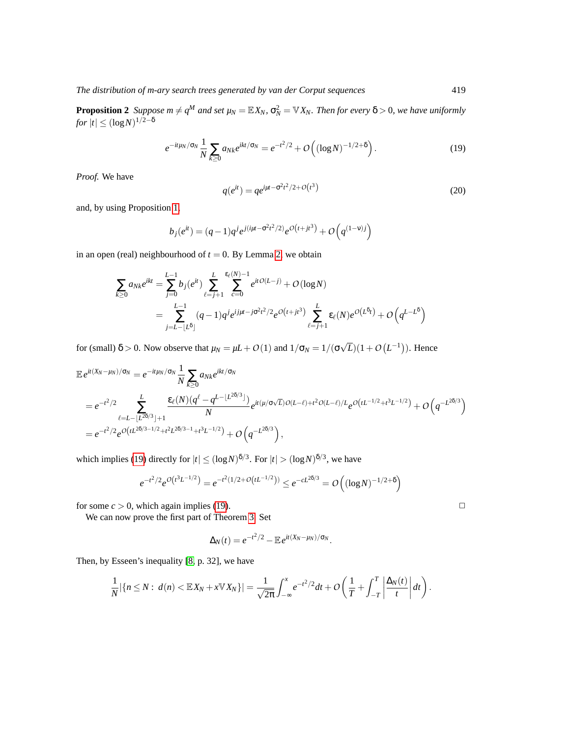**Proposition 2** *Suppose $m \neq q^M$ and set $\mu_N = \mathbb{E}\, X_N$, $\sigma_N^2 = \mathbb{V}\, X_N$. Then for every $\delta > 0$, we have uniformly for $|t| \leq (\log N)^{1/2-\delta}$*

$$e^{-it\mu_N/\sigma_N} \frac{1}{N} \sum_{k \geq 0} a_{Nk} e^{ikt/\sigma_N} = e^{-t^2/2} + O\left( (\log N)^{-1/2+\delta} \right). \tag{19}$$

*Proof.* We have

$$q(e^{it}) = q e^{i\mu t - \sigma^2 t^2/2 + O(t^3)} \tag{20}$$

and, by using Proposition 1,

$$b_j(e^{it}) = (q-1) q^j e^{j(i\mu t - \sigma^2 t^2/2)} e^{O(t + jt^3)} + O\left( q^{(1-\nu)j} \right)$$

in an open (real) neighbourhood of $t = 0$. By Lemma 2, we obtain

$$\begin{aligned}
\sum_{k \geq 0} a_{Nk} e^{ikt} &= \sum_{j=0}^{L-1} b_j(e^{it}) \sum_{\ell=j+1}^{L} \sum_{c=0}^{\varepsilon_\ell(N)-1} e^{it\,O(L-j)} + O(\log N) \\
&= \sum_{j=L-\lfloor L^\delta \rfloor}^{L-1} (q-1) q^j e^{ij\mu t - j\sigma^2 t^2/2} e^{O(t+jt^3)} \sum_{\ell=j+1}^{L} \varepsilon_\ell(N) e^{O(L^\delta t)} + O\left( q^{L-L^\delta} \right)
\end{aligned}$$

for (small) $\delta > 0$. Now observe that $\mu_N = \mu L + O(1)$ and $1/\sigma_N = 1/(\sigma\sqrt{L})(1 + O(L^{-1}))$. Hence

$$\begin{aligned}
&\mathbb{E}\, e^{it(X_N - \mu_N)/\sigma_N} = e^{-it\mu_N/\sigma_N} \frac{1}{N} \sum_{k \geq 0} a_{Nk} e^{ikt/\sigma_N} \\
&= e^{-t^2/2} \sum_{\ell=L-\lfloor L^{2\delta/3} \rfloor + 1}^{L} \frac{\varepsilon_\ell(N)(q^\ell - q^{L-\lfloor L^{2\delta/3} \rfloor})}{N} e^{it(\mu/\sigma\sqrt{L})O(L-\ell) + t^2 O(L-\ell)/L} e^{O\left(tL^{-1/2} + t^3 L^{-1/2}\right)} + O\left( q^{-L^{2\delta/3}} \right) \\
&= e^{-t^2/2} e^{O\left(tL^{2\delta/3-1/2} + t^2 L^{2\delta/3-1} + t^3 L^{-1/2}\right)} + O\left( q^{-L^{2\delta/3}} \right),
\end{aligned}$$

which implies (19) directly for $|t| \leq (\log N)^{\delta/3}$. For $|t| > (\log N)^{\delta/3}$, we have

$$e^{-t^2/2} e^{O\left(t^3 L^{-1/2}\right)} = e^{-t^2\left(1/2 + O\left(tL^{-1/2}\right)\right)} \leq e^{-cL^{2\delta/3}} = O\left( (\log N)^{-1/2+\delta} \right)$$

for some $c > 0$, which again implies (19). $\square$

We can now prove the first part of Theorem 3. Set

$$\Delta_N(t) = e^{-t^2/2} - \mathbb{E}\, e^{it(X_N - \mu_N)/\sigma_N}.$$

Then, by Esseen's inequality [8, p. 32], we have

$$\frac{1}{N} |\{n \leq N : \ d(n) < \mathbb{E}\, X_N + x \mathbb{V}\, X_N\}| = \frac{1}{\sqrt{2\pi}} \int_{-\infty}^{x} e^{-t^2/2} dt + O\left( \frac{1}{T} + \int_{-T}^{T} \left| \frac{\Delta_N(t)}{t} \right| dt \right).$$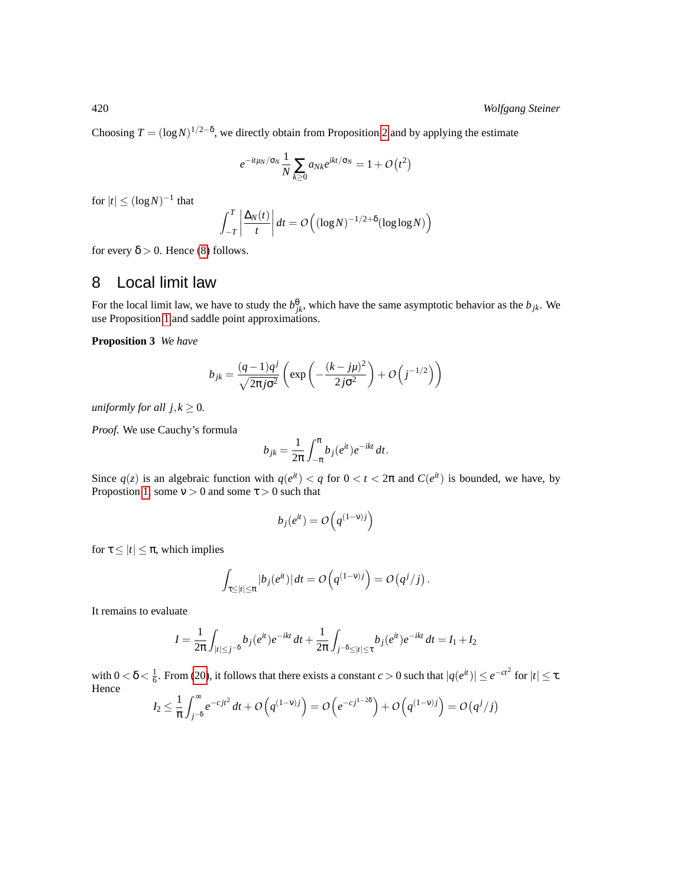Choosing $T = (\log N)^{1/2-\delta}$, we directly obtain from Proposition 2 and by applying the estimate

$$e^{-it\mu_N/\sigma_N} \frac{1}{N} \sum_{k \geq 0} a_{Nk} e^{ikt/\sigma_N} = 1 + O\left(t^2\right)$$

for $|t| \leq (\log N)^{-1}$ that

$$\int_{-T}^{T} \left| \frac{\Delta_N(t)}{t} \right| dt = O\Big((\log N)^{-1/2+\delta} (\log \log N)\Big)$$

for every $\delta > 0$. Hence (8) follows.

## 8 Local limit law

For the local limit law, we have to study the $b_{jk}^{\theta}$, which have the same asymptotic behavior as the $b_{jk}$. We use Proposition 1 and saddle point approximations.

**Proposition 3** *We have*

$$b_{jk} = \frac{(q-1)q^j}{\sqrt{2\pi j \sigma^2}} \left( \exp\left( -\frac{(k-j\mu)^2}{2j\sigma^2} \right) + O\left(j^{-1/2}\right) \right)$$

*uniformly for all* $j, k \geq 0$.

*Proof.* We use Cauchy's formula

$$b_{jk} = \frac{1}{2\pi} \int_{-\pi}^{\pi} b_j(e^{it}) e^{-ikt}\, dt.$$

Since $q(z)$ is an algebraic function with $q(e^{it}) < q$ for $0 < t < 2\pi$ and $C(e^{it})$ is bounded, we have, by Propostion 1, some $\nu > 0$ and some $\tau > 0$ such that

$$b_j(e^{it}) = O\left(q^{(1-\nu)j}\right)$$

for $\tau \leq |t| \leq \pi$, which implies

$$\int_{\tau \leq |t| \leq \pi} |b_j(e^{it})|\, dt = O\left(q^{(1-\nu)j}\right) = O\left(q^j/j\right).$$

It remains to evaluate

$$I = \frac{1}{2\pi} \int_{|t| \leq j^{-\delta}} b_j(e^{it}) e^{-ikt}\, dt + \frac{1}{2\pi} \int_{j^{-\delta} \leq |t| \leq \tau} b_j(e^{it}) e^{-ikt}\, dt = I_1 + I_2$$

with $0 < \delta < \frac{1}{6}$. From (20), it follows that there exists a constant $c > 0$ such that $|q(e^{it})| \leq e^{-ct^2}$ for $|t| \leq \tau$. Hence

$$I_2 \leq \frac{1}{\pi} \int_{j^{-\delta}}^{\infty} e^{-cjt^2}\, dt + O\left(q^{(1-\nu)j}\right) = O\left(e^{-cj^{1-2\delta}}\right) + O\left(q^{(1-\nu)j}\right) = O\left(q^j/j\right)$$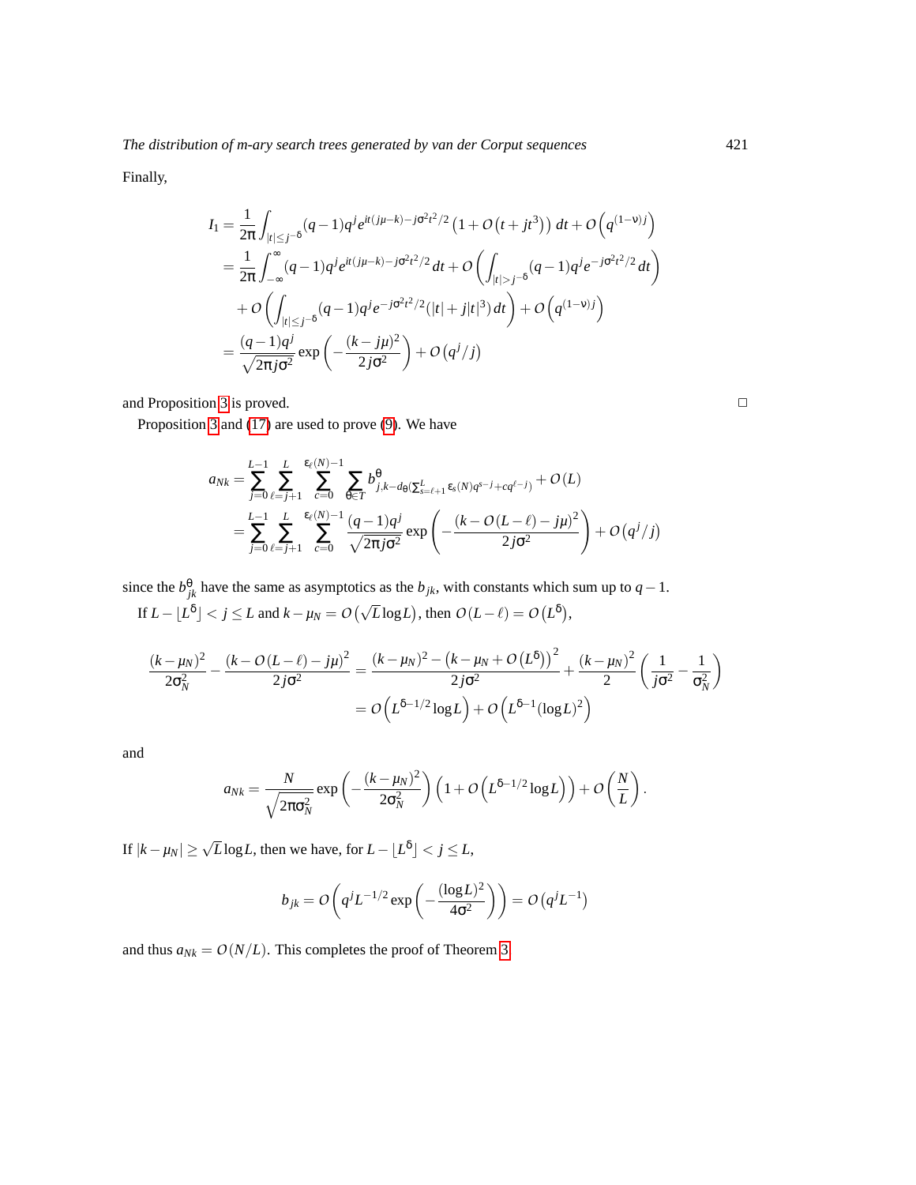Finally,

$$
\begin{aligned}
I_1 &= \frac{1}{2\pi}\int_{|t|\le j^{-\delta}} (q-1)q^j e^{it(j\mu-k)-j\sigma^2t^2/2}\left(1+O\left(t+jt^3\right)\right)dt + O\left(q^{(1-\nu)j}\right)\\
&= \frac{1}{2\pi}\int_{-\infty}^{\infty} (q-1)q^j e^{it(j\mu-k)-j\sigma^2t^2/2}\,dt + O\left(\int_{|t|>j^{-\delta}} (q-1)q^j e^{-j\sigma^2t^2/2}\,dt\right)\\
&\quad + O\left(\int_{|t|\le j^{-\delta}} (q-1)q^j e^{-j\sigma^2t^2/2}(|t|+j|t|^3)\,dt\right) + O\left(q^{(1-\nu)j}\right)\\
&= \frac{(q-1)q^j}{\sqrt{2\pi j\sigma^2}}\exp\left(-\frac{(k-j\mu)^2}{2j\sigma^2}\right) + O\left(q^j/j\right)
\end{aligned}
$$

and Proposition 3 is proved. □

Proposition 3 and (17) are used to prove (9). We have

$$
\begin{aligned}
a_{Nk} &= \sum_{j=0}^{L-1}\sum_{\ell=j+1}^{L}\sum_{c=0}^{\varepsilon_\ell(N)-1}\sum_{\theta\in T} b^{\theta}_{j,k-d_\theta(\sum_{s=\ell+1}^{L}\varepsilon_s(N)q^{s-j}+cq^{\ell-j})} + O(L)\\
&= \sum_{j=0}^{L-1}\sum_{\ell=j+1}^{L}\sum_{c=0}^{\varepsilon_\ell(N)-1} \frac{(q-1)q^j}{\sqrt{2\pi j\sigma^2}}\exp\left(-\frac{(k-O(L-\ell)-j\mu)^2}{2j\sigma^2}\right) + O\left(q^j/j\right)
\end{aligned}
$$

since the $b^{\theta}_{jk}$ have the same as asymptotics as the $b_{jk}$, with constants which sum up to $q-1$.

If $L-\lfloor L^\delta\rfloor < j \le L$ and $k-\mu_N = O\left(\sqrt{L}\log L\right)$, then $O(L-\ell) = O\left(L^\delta\right)$,

$$
\begin{aligned}
\frac{(k-\mu_N)^2}{2\sigma_N^2} - \frac{(k-O(L-\ell)-j\mu)^2}{2j\sigma^2} &= \frac{(k-\mu_N)^2-\left(k-\mu_N+O\left(L^\delta\right)\right)^2}{2j\sigma^2} + \frac{(k-\mu_N)^2}{2}\left(\frac{1}{j\sigma^2}-\frac{1}{\sigma_N^2}\right)\\
&= O\left(L^{\delta-1/2}\log L\right) + O\left(L^{\delta-1}(\log L)^2\right)
\end{aligned}
$$

and

$$
a_{Nk} = \frac{N}{\sqrt{2\pi\sigma_N^2}}\exp\left(-\frac{(k-\mu_N)^2}{2\sigma_N^2}\right)\left(1+O\left(L^{\delta-1/2}\log L\right)\right) + O\left(\frac{N}{L}\right).
$$

If $|k-\mu_N| \ge \sqrt{L}\log L$, then we have, for $L-\lfloor L^\delta\rfloor < j \le L$,

$$
b_{jk} = O\left(q^j L^{-1/2}\exp\left(-\frac{(\log L)^2}{4\sigma^2}\right)\right) = O\left(q^j L^{-1}\right)
$$

and thus $a_{Nk} = O(N/L)$. This completes the proof of Theorem 3.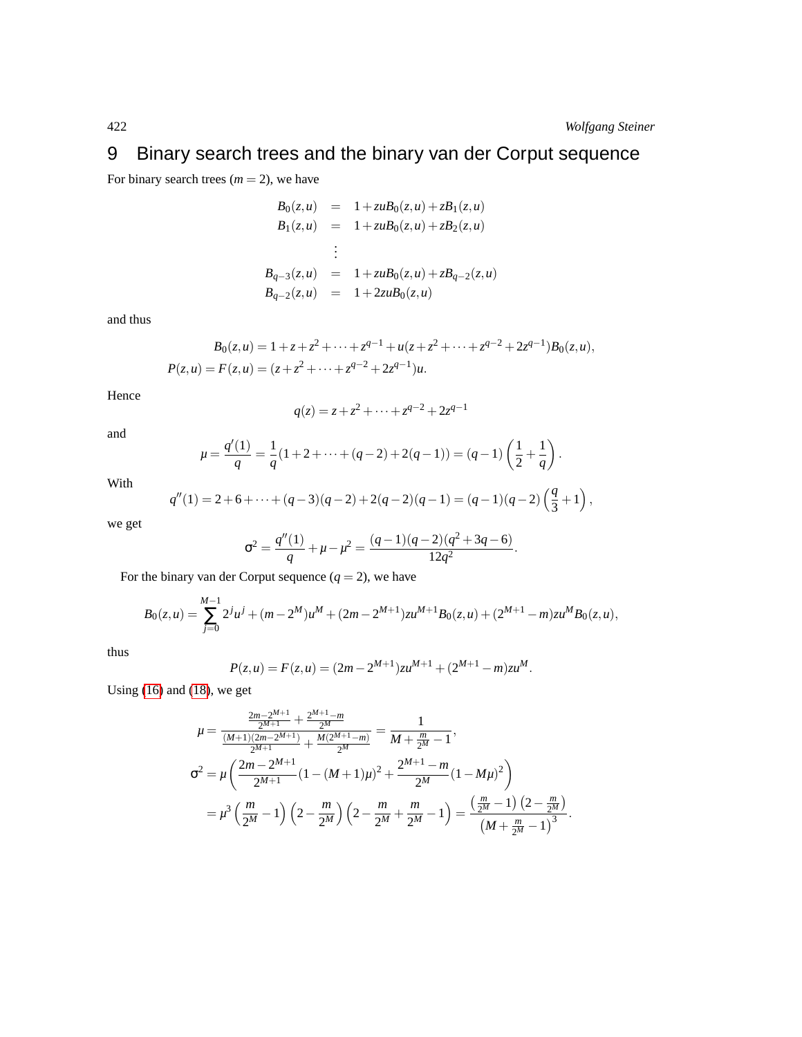# 9 Binary search trees and the binary van der Corput sequence

For binary search trees ($m = 2$), we have

$$
\begin{aligned}
B_0(z,u) &= 1 + zuB_0(z,u) + zB_1(z,u) \\
B_1(z,u) &= 1 + zuB_0(z,u) + zB_2(z,u) \\
&\;\;\vdots \\
B_{q-3}(z,u) &= 1 + zuB_0(z,u) + zB_{q-2}(z,u) \\
B_{q-2}(z,u) &= 1 + 2zuB_0(z,u)
\end{aligned}
$$

and thus

$$
\begin{aligned}
B_0(z,u) &= 1 + z + z^2 + \cdots + z^{q-1} + u(z + z^2 + \cdots + z^{q-2} + 2z^{q-1})B_0(z,u), \\
P(z,u) = F(z,u) &= (z + z^2 + \cdots + z^{q-2} + 2z^{q-1})u.
\end{aligned}
$$

Hence

$$
q(z) = z + z^2 + \cdots + z^{q-2} + 2z^{q-1}
$$

and

$$
\mu = \frac{q'(1)}{q} = \frac{1}{q}(1 + 2 + \cdots + (q-2) + 2(q-1)) = (q-1)\left(\frac{1}{2} + \frac{1}{q}\right).
$$

With

$$
q''(1) = 2 + 6 + \cdots + (q-3)(q-2) + 2(q-2)(q-1) = (q-1)(q-2)\left(\frac{q}{3} + 1\right),
$$

we get

$$
\sigma^2 = \frac{q''(1)}{q} + \mu - \mu^2 = \frac{(q-1)(q-2)(q^2+3q-6)}{12q^2}.
$$

For the binary van der Corput sequence ($q = 2$), we have

$$
B_0(z,u) = \sum_{j=0}^{M-1} 2^j u^j + (m - 2^M)u^M + (2m - 2^{M+1})zu^{M+1}B_0(z,u) + (2^{M+1} - m)zu^M B_0(z,u),
$$

thus

$$
P(z,u) = F(z,u) = (2m - 2^{M+1})zu^{M+1} + (2^{M+1} - m)zu^M.
$$

Using (16) and (18), we get

$$
\begin{aligned}
\mu &= \frac{\frac{2m-2^{M+1}}{2^{M+1}} + \frac{2^{M+1}-m}{2^M}}{\frac{(M+1)(2m-2^{M+1})}{2^{M+1}} + \frac{M(2^{M+1}-m)}{2^M}} = \frac{1}{M + \frac{m}{2^M} - 1}, \\
\sigma^2 &= \mu\left(\frac{2m-2^{M+1}}{2^{M+1}}(1-(M+1)\mu)^2 + \frac{2^{M+1}-m}{2^M}(1-M\mu)^2\right) \\
&= \mu^3\left(\frac{m}{2^M} - 1\right)\left(2 - \frac{m}{2^M}\right)\left(2 - \frac{m}{2^M} + \frac{m}{2^M} - 1\right) = \frac{\left(\frac{m}{2^M} - 1\right)\left(2 - \frac{m}{2^M}\right)}{\left(M + \frac{m}{2^M} - 1\right)^3}.
\end{aligned}
$$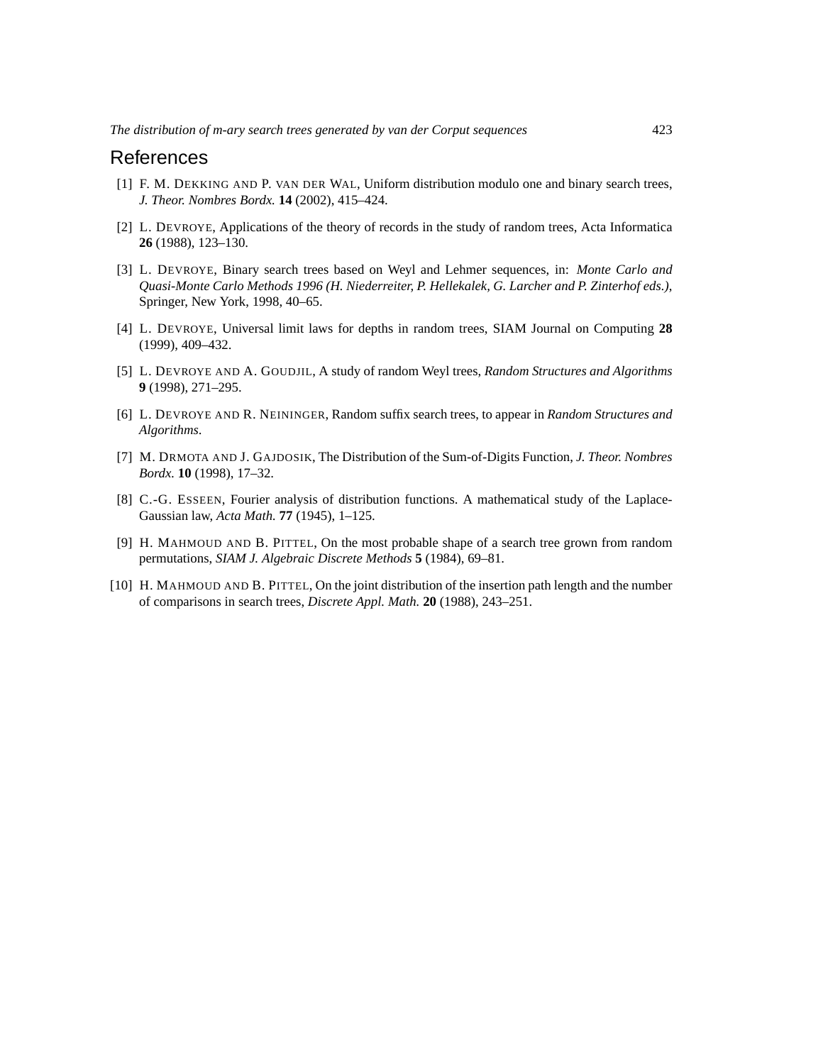## References

[1] F. M. Dekking and P. van der Wal, Uniform distribution modulo one and binary search trees, *J. Theor. Nombres Bordx.* **14** (2002), 415–424.

[2] L. Devroye, Applications of the theory of records in the study of random trees, Acta Informatica **26** (1988), 123–130.

[3] L. Devroye, Binary search trees based on Weyl and Lehmer sequences, in: *Monte Carlo and Quasi-Monte Carlo Methods 1996 (H. Niederreiter, P. Hellekalek, G. Larcher and P. Zinterhof eds.)*, Springer, New York, 1998, 40–65.

[4] L. Devroye, Universal limit laws for depths in random trees, SIAM Journal on Computing **28** (1999), 409–432.

[5] L. Devroye and A. Goudjil, A study of random Weyl trees, *Random Structures and Algorithms* **9** (1998), 271–295.

[6] L. Devroye and R. Neininger, Random suffix search trees, to appear in *Random Structures and Algorithms*.

[7] M. Drmota and J. Gajdosik, The Distribution of the Sum-of-Digits Function, *J. Theor. Nombres Bordx.* **10** (1998), 17–32.

[8] C.-G. Esseen, Fourier analysis of distribution functions. A mathematical study of the Laplace-Gaussian law, *Acta Math.* **77** (1945), 1–125.

[9] H. Mahmoud and B. Pittel, On the most probable shape of a search tree grown from random permutations, *SIAM J. Algebraic Discrete Methods* **5** (1984), 69–81.

[10] H. Mahmoud and B. Pittel, On the joint distribution of the insertion path length and the number of comparisons in search trees, *Discrete Appl. Math.* **20** (1988), 243–251.